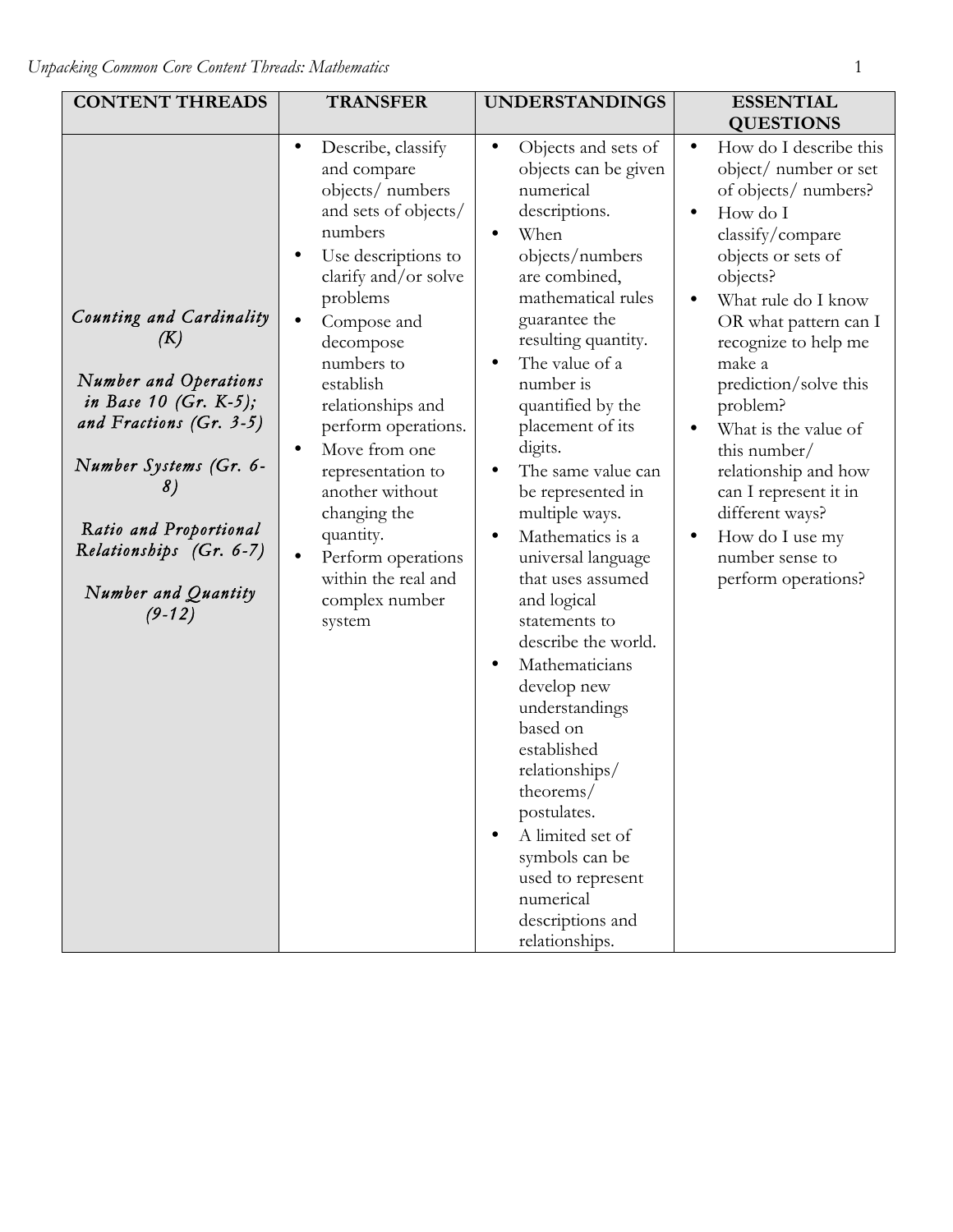| CONTENT THREADS | TRANSFER | UNDERSTANDINGS | ESSENTIAL QUESTIONS |
| --- | --- | --- | --- |
| *Counting and Cardinality (K)*<br><br>*Number and Operations in Base 10 (Gr. K-5); and Fractions (Gr. 3-5)*<br><br>*Number Systems (Gr. 6-8)*<br><br>*Ratio and Proportional Relationships (Gr. 6-7)*<br><br>*Number and Quantity (9-12)* | • Describe, classify and compare objects/ numbers and sets of objects/ numbers<br>• Use descriptions to clarify and/or solve problems<br>• Compose and decompose numbers to establish relationships and perform operations.<br>• Move from one representation to another without changing the quantity.<br>• Perform operations within the real and complex number system | • Objects and sets of objects can be given numerical descriptions.<br>• When objects/numbers are combined, mathematical rules guarantee the resulting quantity.<br>• The value of a number is quantified by the placement of its digits.<br>• The same value can be represented in multiple ways.<br>• Mathematics is a universal language that uses assumed and logical statements to describe the world.<br>• Mathematicians develop new understandings based on established relationships/ theorems/ postulates.<br>• A limited set of symbols can be used to represent numerical descriptions and relationships. | • How do I describe this object/ number or set of objects/ numbers?<br>• How do I classify/compare objects or sets of objects?<br>• What rule do I know OR what pattern can I recognize to help me make a prediction/solve this problem?<br>• What is the value of this number/ relationship and how can I represent it in different ways?<br>• How do I use my number sense to perform operations? |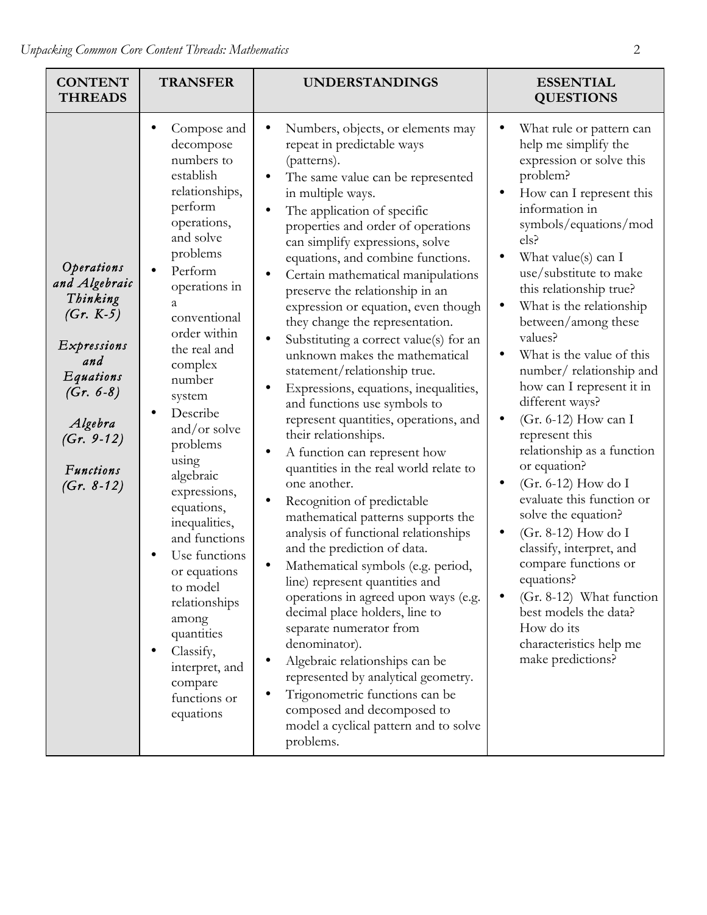| CONTENT THREADS | TRANSFER | UNDERSTANDINGS | ESSENTIAL QUESTIONS |
|---|---|---|---|
| *Operations and Algebraic Thinking (Gr. K-5)*<br><br>*Expressions and Equations (Gr. 6-8)*<br><br>*Algebra (Gr. 9-12)*<br><br>*Functions (Gr. 8-12)* | • Compose and decompose numbers to establish relationships, perform operations, and solve problems<br>• Perform operations in a conventional order within the real and complex number system<br>• Describe and/or solve problems using algebraic expressions, equations, inequalities, and functions<br>• Use functions or equations to model relationships among quantities<br>• Classify, interpret, and compare functions or equations | • Numbers, objects, or elements may repeat in predictable ways (patterns).<br>• The same value can be represented in multiple ways.<br>• The application of specific properties and order of operations can simplify expressions, solve equations, and combine functions.<br>• Certain mathematical manipulations preserve the relationship in an expression or equation, even though they change the representation.<br>• Substituting a correct value(s) for an unknown makes the mathematical statement/relationship true.<br>• Expressions, equations, inequalities, and functions use symbols to represent quantities, operations, and their relationships.<br>• A function can represent how quantities in the real world relate to one another.<br>• Recognition of predictable mathematical patterns supports the analysis of functional relationships and the prediction of data.<br>• Mathematical symbols (e.g. period, line) represent quantities and operations in agreed upon ways (e.g. decimal place holders, line to separate numerator from denominator).<br>• Algebraic relationships can be represented by analytical geometry.<br>• Trigonometric functions can be composed and decomposed to model a cyclical pattern and to solve problems. | • What rule or pattern can help me simplify the expression or solve this problem?<br>• How can I represent this information in symbols/equations/models?<br>• What value(s) can I use/substitute to make this relationship true?<br>• What is the relationship between/among these values?<br>• What is the value of this number/ relationship and how can I represent it in different ways?<br>• (Gr. 6-12) How can I represent this relationship as a function or equation?<br>• (Gr. 6-12) How do I evaluate this function or solve the equation?<br>• (Gr. 8-12) How do I classify, interpret, and compare functions or equations?<br>• (Gr. 8-12) What function best models the data? How do its characteristics help me make predictions? |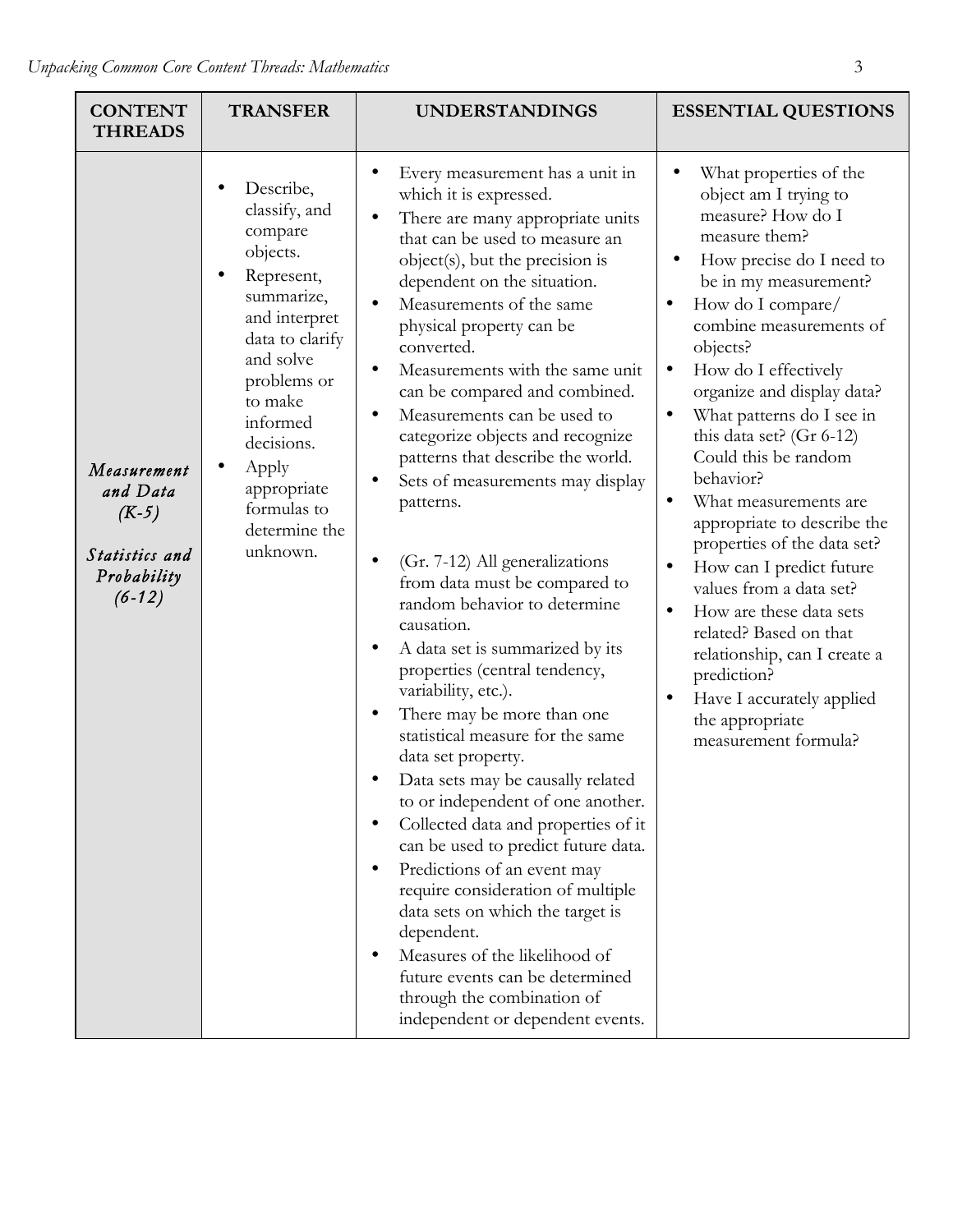| CONTENT THREADS | TRANSFER | UNDERSTANDINGS | ESSENTIAL QUESTIONS |
|---|---|---|---|
| *Measurement and Data (K-5)*<br><br>*Statistics and Probability (6-12)* | • Describe, classify, and compare objects.<br>• Represent, summarize, and interpret data to clarify and solve problems or to make informed decisions.<br>• Apply appropriate formulas to determine the unknown. | • Every measurement has a unit in which it is expressed.<br>• There are many appropriate units that can be used to measure an object(s), but the precision is dependent on the situation.<br>• Measurements of the same physical property can be converted.<br>• Measurements with the same unit can be compared and combined.<br>• Measurements can be used to categorize objects and recognize patterns that describe the world.<br>• Sets of measurements may display patterns.<br><br>• (Gr. 7-12) All generalizations from data must be compared to random behavior to determine causation.<br>• A data set is summarized by its properties (central tendency, variability, etc.).<br>• There may be more than one statistical measure for the same data set property.<br>• Data sets may be causally related to or independent of one another.<br>• Collected data and properties of it can be used to predict future data.<br>• Predictions of an event may require consideration of multiple data sets on which the target is dependent.<br>• Measures of the likelihood of future events can be determined through the combination of independent or dependent events. | • What properties of the object am I trying to measure? How do I measure them?<br>• How precise do I need to be in my measurement?<br>• How do I compare/ combine measurements of objects?<br>• How do I effectively organize and display data?<br>• What patterns do I see in this data set? (Gr 6-12) Could this be random behavior?<br>• What measurements are appropriate to describe the properties of the data set?<br>• How can I predict future values from a data set?<br>• How are these data sets related? Based on that relationship, can I create a prediction?<br>• Have I accurately applied the appropriate measurement formula? |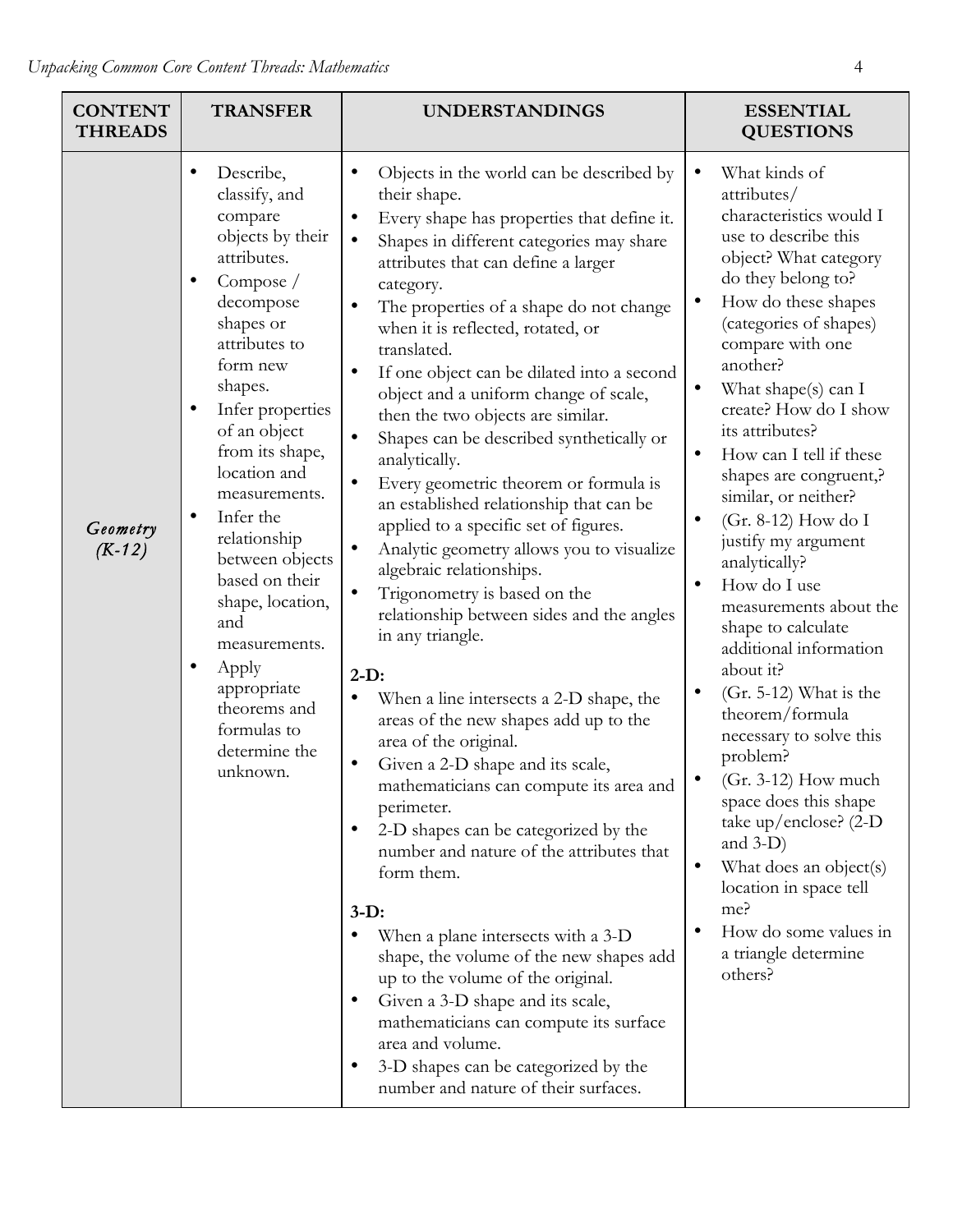| CONTENT THREADS | TRANSFER | UNDERSTANDINGS | ESSENTIAL QUESTIONS |
|---|---|---|---|
| *Geometry (K-12)* | • Describe, classify, and compare objects by their attributes.<br>• Compose / decompose shapes or attributes to form new shapes.<br>• Infer properties of an object from its shape, location and measurements.<br>• Infer the relationship between objects based on their shape, location, and measurements.<br>• Apply appropriate theorems and formulas to determine the unknown. | • Objects in the world can be described by their shape.<br>• Every shape has properties that define it.<br>• Shapes in different categories may share attributes that can define a larger category.<br>• The properties of a shape do not change when it is reflected, rotated, or translated.<br>• If one object can be dilated into a second object and a uniform change of scale, then the two objects are similar.<br>• Shapes can be described synthetically or analytically.<br>• Every geometric theorem or formula is an established relationship that can be applied to a specific set of figures.<br>• Analytic geometry allows you to visualize algebraic relationships.<br>• Trigonometry is based on the relationship between sides and the angles in any triangle.<br><br>**2-D:**<br>• When a line intersects a 2-D shape, the areas of the new shapes add up to the area of the original.<br>• Given a 2-D shape and its scale, mathematicians can compute its area and perimeter.<br>• 2-D shapes can be categorized by the number and nature of the attributes that form them.<br><br>**3-D:**<br>• When a plane intersects with a 3-D shape, the volume of the new shapes add up to the volume of the original.<br>• Given a 3-D shape and its scale, mathematicians can compute its surface area and volume.<br>• 3-D shapes can be categorized by the number and nature of their surfaces. | • What kinds of attributes/ characteristics would I use to describe this object? What category do they belong to?<br>• How do these shapes (categories of shapes) compare with one another?<br>• What shape(s) can I create? How do I show its attributes?<br>• How can I tell if these shapes are congruent,? similar, or neither?<br>• (Gr. 8-12) How do I justify my argument analytically?<br>• How do I use measurements about the shape to calculate additional information about it?<br>• (Gr. 5-12) What is the theorem/formula necessary to solve this problem?<br>• (Gr. 3-12) How much space does this shape take up/enclose? (2-D and 3-D)<br>• What does an object(s) location in space tell me?<br>• How do some values in a triangle determine others? |